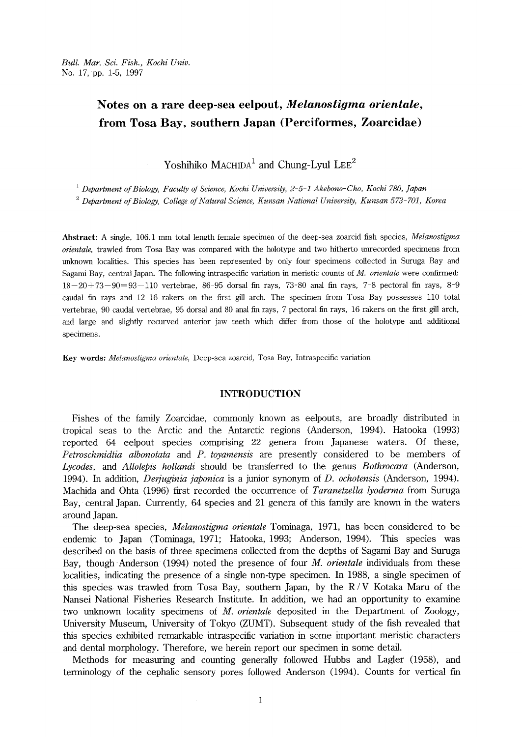# Notes on a rare deep-sea eelpout, *Melanostigma orientale*, from Tosa Bay, southern Japan (Perciformes, Zoarcidae)

Yoshihiko MACHIDA[1] and Chung-Lyul LEE[2]

[1] *Department of Biology, Faculty of Science, Kochi University, 2-5-1 Akebono-Cho, Kochi 780, Japan*

[2] *Department of Biology, College of Natural Science, Kunsan National University, Kunsan 573-701, Korea*

**Abstract:** A single, 106.1 mm total length female specimen of the deep-sea zoarcid fish species, *Melanostigma orientale*, trawled from Tosa Bay was compared with the holotype and two hitherto unrecorded specimens from unknown localities. This species has been represented by only four specimens collected in Suruga Bay and Sagami Bay, central Japan. The following intraspecific variation in meristic counts of *M. orientale* were confirmed: 18−20+73−90=93−110 vertebrae, 86-95 dorsal fin rays, 73-80 anal fin rays, 7-8 pectoral fin rays, 8-9 caudal fin rays and 12-16 rakers on the first gill arch. The specimen from Tosa Bay possesses 110 total vertebrae, 90 caudal vertebrae, 95 dorsal and 80 anal fin rays, 7 pectoral fin rays, 16 rakers on the first gill arch, and large and slightly recurved anterior jaw teeth which differ from those of the holotype and additional specimens.

**Key words:** *Melanostigma orientale*, Deep-sea zoarcid, Tosa Bay, Intraspecific variation

## INTRODUCTION

Fishes of the family Zoarcidae, commonly known as eelpouts, are broadly distributed in tropical seas to the Arctic and the Antarctic regions (Anderson, 1994). Hatooka (1993) reported 64 eelpout species comprising 22 genera from Japanese waters. Of these, *Petroschmidtia albonotata* and *P. toyamensis* are presently considered to be members of *Lycodes*, and *Allolepis hollandi* should be transferred to the genus *Bothrocara* (Anderson, 1994). In addition, *Derjuginia japonica* is a junior synonym of *D. ochotensis* (Anderson, 1994). Machida and Ohta (1996) first recorded the occurrence of *Taranetzella lyoderma* from Suruga Bay, central Japan. Currently, 64 species and 21 genera of this family are known in the waters around Japan.

The deep-sea species, *Melanostigma orientale* Tominaga, 1971, has been considered to be endemic to Japan (Tominaga, 1971; Hatooka, 1993; Anderson, 1994). This species was described on the basis of three specimens collected from the depths of Sagami Bay and Suruga Bay, though Anderson (1994) noted the presence of four *M. orientale* individuals from these localities, indicating the presence of a single non-type specimen. In 1988, a single specimen of this species was trawled from Tosa Bay, southern Japan, by the R/V Kotaka Maru of the Nansei National Fisheries Research Institute. In addition, we had an opportunity to examine two unknown locality specimens of *M. orientale* deposited in the Department of Zoology, University Museum, University of Tokyo (ZUMT). Subsequent study of the fish revealed that this species exhibited remarkable intraspecific variation in some important meristic characters and dental morphology. Therefore, we herein report our specimen in some detail.

Methods for measuring and counting generally followed Hubbs and Lagler (1958), and terminology of the cephalic sensory pores followed Anderson (1994). Counts for vertical fin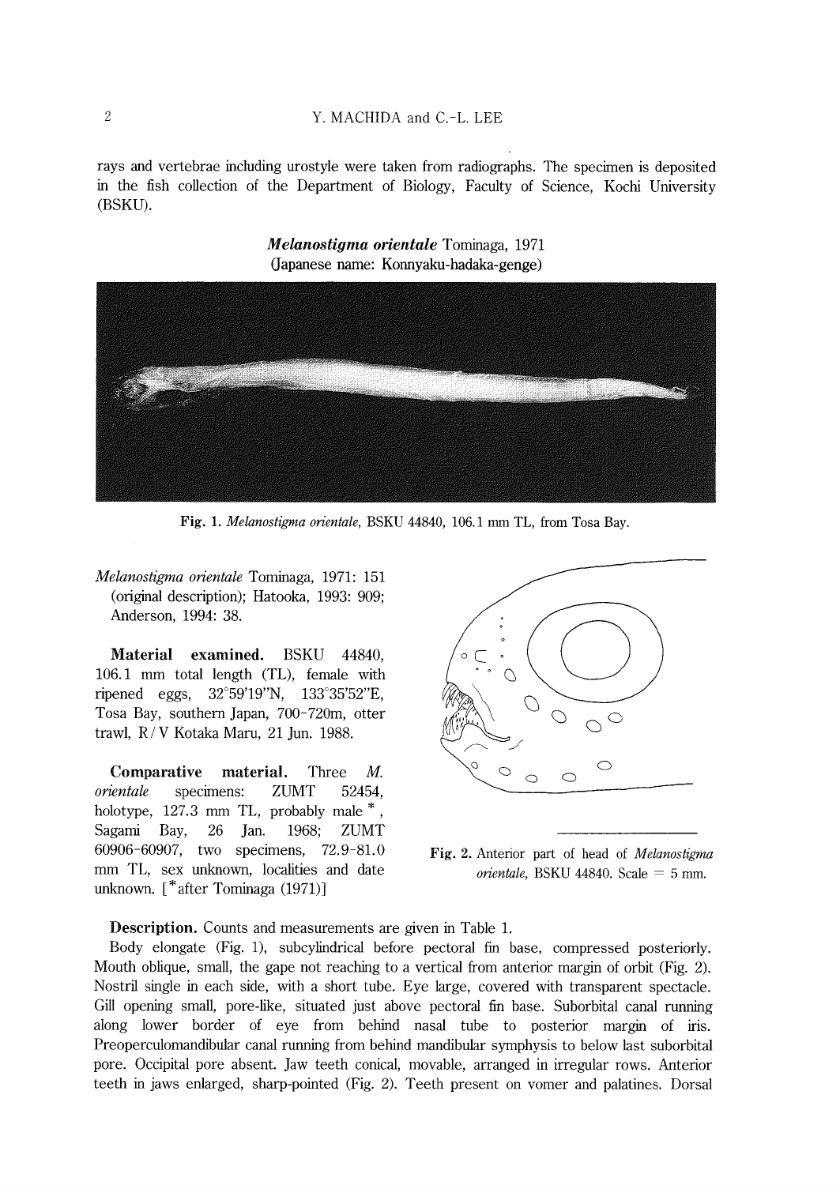rays and vertebrae including urostyle were taken from radiographs. The specimen is deposited in the fish collection of the Department of Biology, Faculty of Science, Kochi University (BSKU).

## *Melanostigma orientale* Tominaga, 1971
(Japanese name: Konnyaku-hadaka-genge)

**Fig. 1.** *Melanostigma orientale*, BSKU 44840, 106.1 mm TL, from Tosa Bay.

*Melanostigma orientale* Tominaga, 1971: 151 (original description); Hatooka, 1993: 909; Anderson, 1994: 38.

**Material examined.** BSKU 44840, 106.1 mm total length (TL), female with ripened eggs, 32°59'19"N, 133°35'52"E, Tosa Bay, southern Japan, 700–720m, otter trawl, R/V Kotaka Maru, 21 Jun. 1988.

**Comparative material.** Three *M. orientale* specimens: ZUMT 52454, holotype, 127.3 mm TL, probably male *, Sagami Bay, 26 Jan. 1968; ZUMT 60906–60907, two specimens, 72.9–81.0 mm TL, sex unknown, localities and date unknown. [*after Tominaga (1971)]

**Fig. 2.** Anterior part of head of *Melanostigma orientale*, BSKU 44840. Scale = 5 mm.

**Description.** Counts and measurements are given in Table 1.

Body elongate (Fig. 1), subcylindrical before pectoral fin base, compressed posteriorly. Mouth oblique, small, the gape not reaching to a vertical from anterior margin of orbit (Fig. 2). Nostril single in each side, with a short tube. Eye large, covered with transparent spectacle. Gill opening small, pore-like, situated just above pectoral fin base. Suborbital canal running along lower border of eye from behind nasal tube to posterior margin of iris. Preoperculomandibular canal running from behind mandibular symphysis to below last suborbital pore. Occipital pore absent. Jaw teeth conical, movable, arranged in irregular rows. Anterior teeth in jaws enlarged, sharp-pointed (Fig. 2). Teeth present on vomer and palatines. Dorsal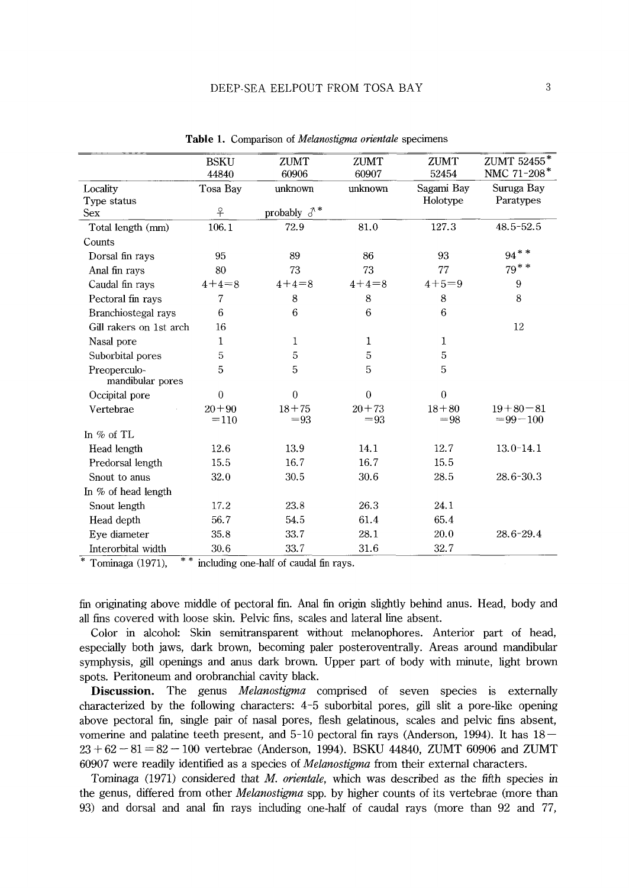**Table 1.** Comparison of *Melanostigma orientale* specimens

| | BSKU 44840 | ZUMT 60906 | ZUMT 60907 | ZUMT 52454 | ZUMT 52455* NMC 71-208* |
|---|---|---|---|---|---|
| Locality | Tosa Bay | unknown | unknown | Sagami Bay | Suruga Bay |
| Type status | | | | Holotype | Paratypes |
| Sex | ♀ | probably ♂* | | | |
| Total length (mm) | 106.1 | 72.9 | 81.0 | 127.3 | 48.5-52.5 |
| Counts | | | | | |
| Dorsal fin rays | 95 | 89 | 86 | 93 | 94** |
| Anal fin rays | 80 | 73 | 73 | 77 | 79** |
| Caudal fin rays | 4+4=8 | 4+4=8 | 4+4=8 | 4+5=9 | 9 |
| Pectoral fin rays | 7 | 8 | 8 | 8 | 8 |
| Branchiostegal rays | 6 | 6 | 6 | 6 | |
| Gill rakers on 1st arch | 16 | | | | 12 |
| Nasal pore | 1 | 1 | 1 | 1 | |
| Suborbital pores | 5 | 5 | 5 | 5 | |
| Preoperculo-mandibular pores | 5 | 5 | 5 | 5 | |
| Occipital pore | 0 | 0 | 0 | 0 | |
| Vertebrae | 20+90 =110 | 18+75 =93 | 20+73 =93 | 18+80 =98 | 19+80−81 =99−100 |
| In % of TL | | | | | |
| Head length | 12.6 | 13.9 | 14.1 | 12.7 | 13.0-14.1 |
| Predorsal length | 15.5 | 16.7 | 16.7 | 15.5 | |
| Snout to anus | 32.0 | 30.5 | 30.6 | 28.5 | 28.6-30.3 |
| In % of head length | | | | | |
| Snout length | 17.2 | 23.8 | 26.3 | 24.1 | |
| Head depth | 56.7 | 54.5 | 61.4 | 65.4 | |
| Eye diameter | 35.8 | 33.7 | 28.1 | 20.0 | 28.6-29.4 |
| Interorbital width | 30.6 | 33.7 | 31.6 | 32.7 | |

\* Tominaga (1971), ** including one-half of caudal fin rays.

fin originating above middle of pectoral fin. Anal fin origin slightly behind anus. Head, body and all fins covered with loose skin. Pelvic fins, scales and lateral line absent.

Color in alcohol: Skin semitransparent without melanophores. Anterior part of head, especially both jaws, dark brown, becoming paler posteroventrally. Areas around mandibular symphysis, gill openings and anus dark brown. Upper part of body with minute, light brown spots. Peritoneum and orobranchial cavity black.

**Discussion.** The genus *Melanostigma* comprised of seven species is externally characterized by the following characters: 4-5 suborbital pores, gill slit a pore-like opening above pectoral fin, single pair of nasal pores, flesh gelatinous, scales and pelvic fins absent, vomerine and palatine teeth present, and 5-10 pectoral fin rays (Anderson, 1994). It has 18−23+62−81=82−100 vertebrae (Anderson, 1994). BSKU 44840, ZUMT 60906 and ZUMT 60907 were readily identified as a species of *Melanostigma* from their external characters.

Tominaga (1971) considered that *M. orientale*, which was described as the fifth species in the genus, differed from other *Melanostigma* spp. by higher counts of its vertebrae (more than 93) and dorsal and anal fin rays including one-half of caudal rays (more than 92 and 77,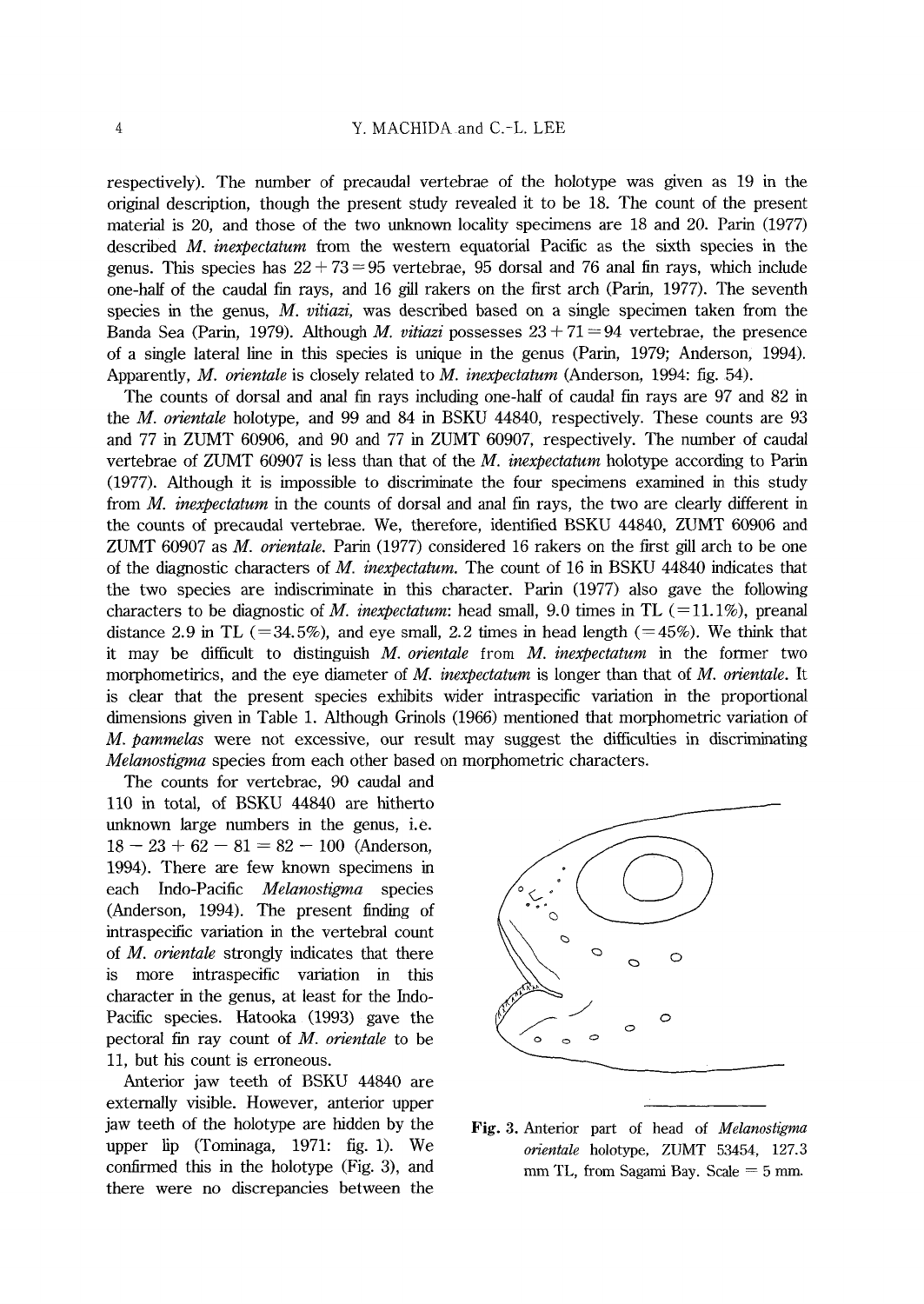respectively). The number of precaudal vertebrae of the holotype was given as 19 in the original description, though the present study revealed it to be 18. The count of the present material is 20, and those of the two unknown locality specimens are 18 and 20. Parin (1977) described *M. inexpectatum* from the western equatorial Pacific as the sixth species in the genus. This species has $22+73=95$ vertebrae, 95 dorsal and 76 anal fin rays, which include one-half of the caudal fin rays, and 16 gill rakers on the first arch (Parin, 1977). The seventh species in the genus, *M. vitiazi*, was described based on a single specimen taken from the Banda Sea (Parin, 1979). Although *M. vitiazi* possesses $23+71=94$ vertebrae, the presence of a single lateral line in this species is unique in the genus (Parin, 1979; Anderson, 1994). Apparently, *M. orientale* is closely related to *M. inexpectatum* (Anderson, 1994: fig. 54).

The counts of dorsal and anal fin rays including one-half of caudal fin rays are 97 and 82 in the *M. orientale* holotype, and 99 and 84 in BSKU 44840, respectively. These counts are 93 and 77 in ZUMT 60906, and 90 and 77 in ZUMT 60907, respectively. The number of caudal vertebrae of ZUMT 60907 is less than that of the *M. inexpectatum* holotype according to Parin (1977). Although it is impossible to discriminate the four specimens examined in this study from *M. inexpectatum* in the counts of dorsal and anal fin rays, the two are clearly different in the counts of precaudal vertebrae. We, therefore, identified BSKU 44840, ZUMT 60906 and ZUMT 60907 as *M. orientale*. Parin (1977) considered 16 rakers on the first gill arch to be one of the diagnostic characters of *M. inexpectatum*. The count of 16 in BSKU 44840 indicates that the two species are indiscriminate in this character. Parin (1977) also gave the following characters to be diagnostic of *M. inexpectatum*: head small, 9.0 times in TL (=11.1%), preanal distance 2.9 in TL (=34.5%), and eye small, 2.2 times in head length (=45%). We think that it may be difficult to distinguish *M. orientale* from *M. inexpectatum* in the former two morphometirics, and the eye diameter of *M. inexpectatum* is longer than that of *M. orientale*. It is clear that the present species exhibits wider intraspecific variation in the proportional dimensions given in Table 1. Although Grinols (1966) mentioned that morphometric variation of *M. pammelas* were not excessive, our result may suggest the difficulties in discriminating *Melanostigma* species from each other based on morphometric characters.

The counts for vertebrae, 90 caudal and 110 in total, of BSKU 44840 are hitherto unknown large numbers in the genus, i.e. $18-23+62-81=82-100$ (Anderson, 1994). There are few known specimens in each Indo-Pacific *Melanostigma* species (Anderson, 1994). The present finding of intraspecific variation in the vertebral count of *M. orientale* strongly indicates that there is more intraspecific variation in this character in the genus, at least for the Indo-Pacific species. Hatooka (1993) gave the pectoral fin ray count of *M. orientale* to be 11, but his count is erroneous.

Anterior jaw teeth of BSKU 44840 are externally visible. However, anterior upper jaw teeth of the holotype are hidden by the upper lip (Tominaga, 1971: fig. 1). We confirmed this in the holotype (Fig. 3), and there were no discrepancies between the

**Fig. 3.** Anterior part of head of *Melanostigma orientale* holotype, ZUMT 53454, 127.3 mm TL, from Sagami Bay. Scale = 5 mm.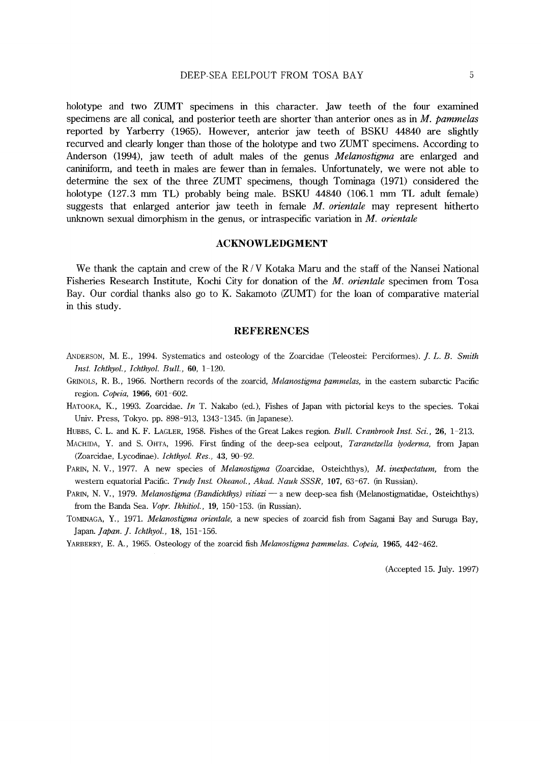holotype and two ZUMT specimens in this character. Jaw teeth of the four examined specimens are all conical, and posterior teeth are shorter than anterior ones as in *M. pammelas* reported by Yarberry (1965). However, anterior jaw teeth of BSKU 44840 are slightly recurved and clearly longer than those of the holotype and two ZUMT specimens. According to Anderson (1994), jaw teeth of adult males of the genus *Melanostigma* are enlarged and caniniform, and teeth in males are fewer than in females. Unfortunately, we were not able to determine the sex of the three ZUMT specimens, though Tominaga (1971) considered the holotype (127.3 mm TL) probably being male. BSKU 44840 (106.1 mm TL adult female) suggests that enlarged anterior jaw teeth in female *M. orientale* may represent hitherto unknown sexual dimorphism in the genus, or intraspecific variation in *M. orientale*

## ACKNOWLEDGMENT

We thank the captain and crew of the R / V Kotaka Maru and the staff of the Nansei National Fisheries Research Institute, Kochi City for donation of the *M. orientale* specimen from Tosa Bay. Our cordial thanks also go to K. Sakamoto (ZUMT) for the loan of comparative material in this study.

## REFERENCES

ANDERSON, M. E., 1994. Systematics and osteology of the Zoarcidae (Teleostei: Perciformes). *J. L. B. Smith Inst. Ichthyol., Ichthyol. Bull.*, **60**, 1-120.

GRINOLS, R. B., 1966. Northern records of the zoarcid, *Melanostigma pammelas,* in the eastern subarctic Pacific region. *Copeia,* **1966**, 601-602.

HATOOKA, K., 1993. Zoarcidae. *In* T. Nakabo (ed.), Fishes of Japan with pictorial keys to the species. Tokai Univ. Press, Tokyo. pp. 898-913, 1343-1345. (in Japanese).

HUBBS, C. L. and K. F. LAGLER, 1958. Fishes of the Great Lakes region. *Bull. Cranbrook Inst. Sci.*, **26**, 1-213.

MACHIDA, Y. and S. OHTA, 1996. First finding of the deep-sea eelpout, *Taranetzella lyoderma,* from Japan (Zoarcidae, Lycodinae). *Ichthyol. Res.*, **43**, 90-92.

PARIN, N. V., 1977. A new species of *Melanostigma* (Zoarcidae, Osteichthys), *M. inexpectatum,* from the western equatorial Pacific. *Trudy Inst. Okeanol., Akad. Nauk SSSR,* **107**, 63-67. (in Russian).

PARIN, N. V., 1979. *Melanostigma (Bandichthys) vitiazi* — a new deep-sea fish (Melanostigmatidae, Osteichthys) from the Banda Sea. *Vopr. Ikhitiol.*, **19**, 150-153. (in Russian).

TOMINAGA, Y., 1971. *Melanostigma orientale,* a new species of zoarcid fish from Sagami Bay and Suruga Bay, Japan. *Japan. J. Ichthyol.*, **18**, 151-156.

YARBERRY, E. A., 1965. Osteology of the zoarcid fish *Melanostigma pammelas. Copeia,* **1965**, 442-462.

(Accepted 15. July. 1997)